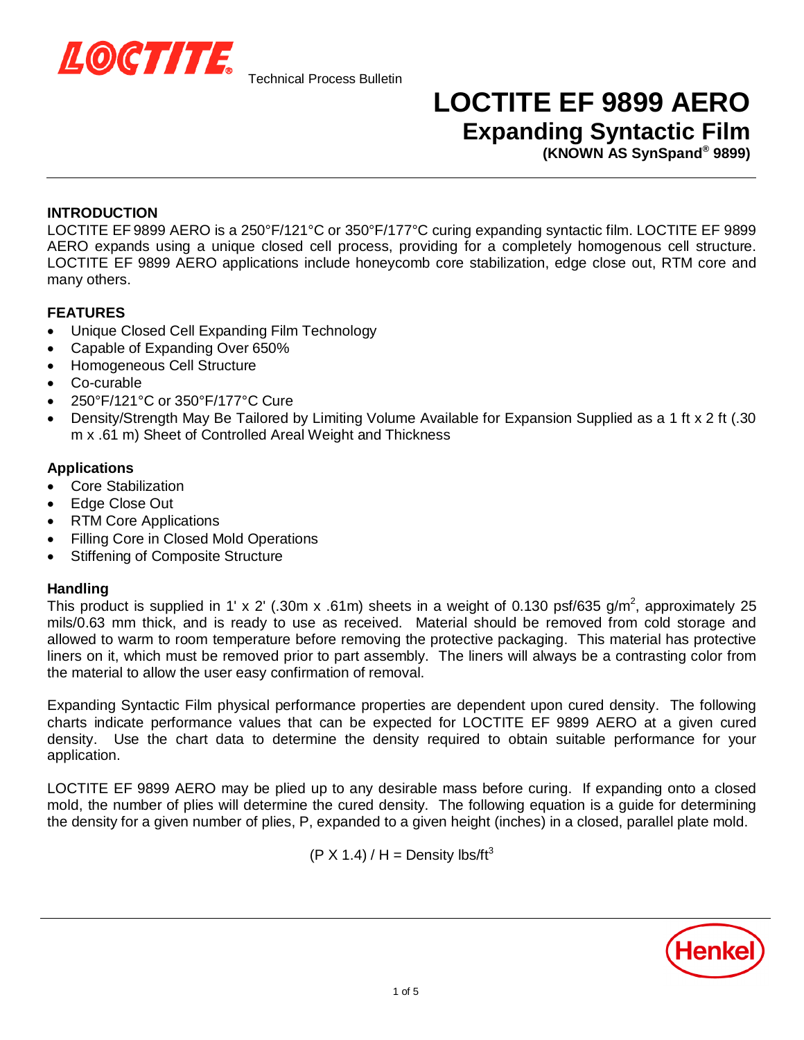Technical Process Bulletin

# LOCTITE EF 9899 AERO

## Expanding Syntactic Film

**(KNOWN AS SynSpand® 9899)**

### INTRODUCTION

LOCTITE EF 9899 AERO is a 250°F/121°C or 350°F/177°C curing expanding syntactic film. LOCTITE EF 9899 AERO expands using a unique closed cell process, providing for a completely homogenous cell structure. LOCTITE EF 9899 AERO applications include honeycomb core stabilization, edge close out, RTM core and many others.

### FEATURES

- Unique Closed Cell Expanding Film Technology
- Capable of Expanding Over 650%
- Homogeneous Cell Structure
- Co-curable
- 250°F/121°C or 350°F/177°C Cure
- Density/Strength May Be Tailored by Limiting Volume Available for Expansion Supplied as a 1 ft x 2 ft (.30 m x .61 m) Sheet of Controlled Areal Weight and Thickness

### Applications

- Core Stabilization
- Edge Close Out
- RTM Core Applications
- Filling Core in Closed Mold Operations
- Stiffening of Composite Structure

### Handling

This product is supplied in 1' x 2' (.30m x .61m) sheets in a weight of 0.130 psf/635 g/m$^2$, approximately 25 mils/0.63 mm thick, and is ready to use as received. Material should be removed from cold storage and allowed to warm to room temperature before removing the protective packaging. This material has protective liners on it, which must be removed prior to part assembly. The liners will always be a contrasting color from the material to allow the user easy confirmation of removal.

Expanding Syntactic Film physical performance properties are dependent upon cured density. The following charts indicate performance values that can be expected for LOCTITE EF 9899 AERO at a given cured density. Use the chart data to determine the density required to obtain suitable performance for your application.

LOCTITE EF 9899 AERO may be plied up to any desirable mass before curing. If expanding onto a closed mold, the number of plies will determine the cured density. The following equation is a guide for determining the density for a given number of plies, P, expanded to a given height (inches) in a closed, parallel plate mold.

$$(P \times 1.4) / H = \text{Density lbs/ft}^3$$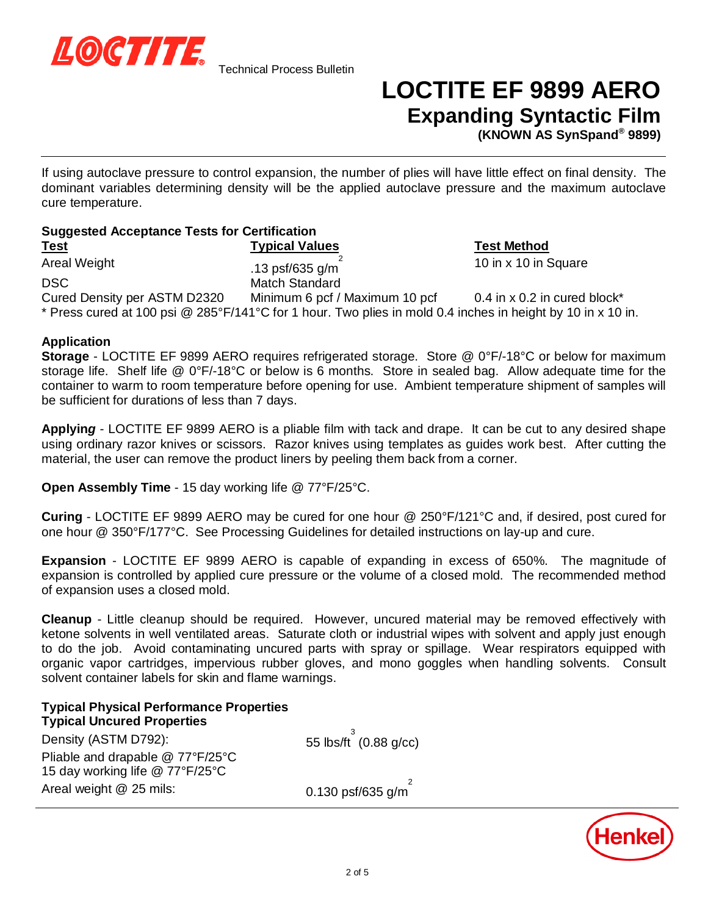If using autoclave pressure to control expansion, the number of plies will have little effect on final density. The dominant variables determining density will be the applied autoclave pressure and the maximum autoclave cure temperature.

**Suggested Acceptance Tests for Certification**

| Test | Typical Values | Test Method |
|---|---|---|
| Areal Weight | .13 psf/635 g/m$^2$ | 10 in x 10 in Square |
| DSC | Match Standard | |
| Cured Density per ASTM D2320 | Minimum 6 pcf / Maximum 10 pcf | 0.4 in x 0.2 in cured block* |

\* Press cured at 100 psi @ 285°F/141°C for 1 hour. Two plies in mold 0.4 inches in height by 10 in x 10 in.

**Application**

**Storage** - LOCTITE EF 9899 AERO requires refrigerated storage. Store @ 0°F/-18°C or below for maximum storage life. Shelf life @ 0°F/-18°C or below is 6 months. Store in sealed bag. Allow adequate time for the container to warm to room temperature before opening for use. Ambient temperature shipment of samples will be sufficient for durations of less than 7 days.

**Applying** - LOCTITE EF 9899 AERO is a pliable film with tack and drape. It can be cut to any desired shape using ordinary razor knives or scissors. Razor knives using templates as guides work best. After cutting the material, the user can remove the product liners by peeling them back from a corner.

**Open Assembly Time** - 15 day working life @ 77°F/25°C.

**Curing** - LOCTITE EF 9899 AERO may be cured for one hour @ 250°F/121°C and, if desired, post cured for one hour @ 350°F/177°C. See Processing Guidelines for detailed instructions on lay-up and cure.

**Expansion** - LOCTITE EF 9899 AERO is capable of expanding in excess of 650%. The magnitude of expansion is controlled by applied cure pressure or the volume of a closed mold. The recommended method of expansion uses a closed mold.

**Cleanup** - Little cleanup should be required. However, uncured material may be removed effectively with ketone solvents in well ventilated areas. Saturate cloth or industrial wipes with solvent and apply just enough to do the job. Avoid contaminating uncured parts with spray or spillage. Wear respirators equipped with organic vapor cartridges, impervious rubber gloves, and mono goggles when handling solvents. Consult solvent container labels for skin and flame warnings.

**Typical Physical Performance Properties**
**Typical Uncured Properties**

| | |
|---|---|
| Density (ASTM D792): | 55 lbs/ft$^3$ (0.88 g/cc) |
| Pliable and drapable @ 77°F/25°C | |
| 15 day working life @ 77°F/25°C | |
| Areal weight @ 25 mils: | 0.130 psf/635 g/m$^2$ |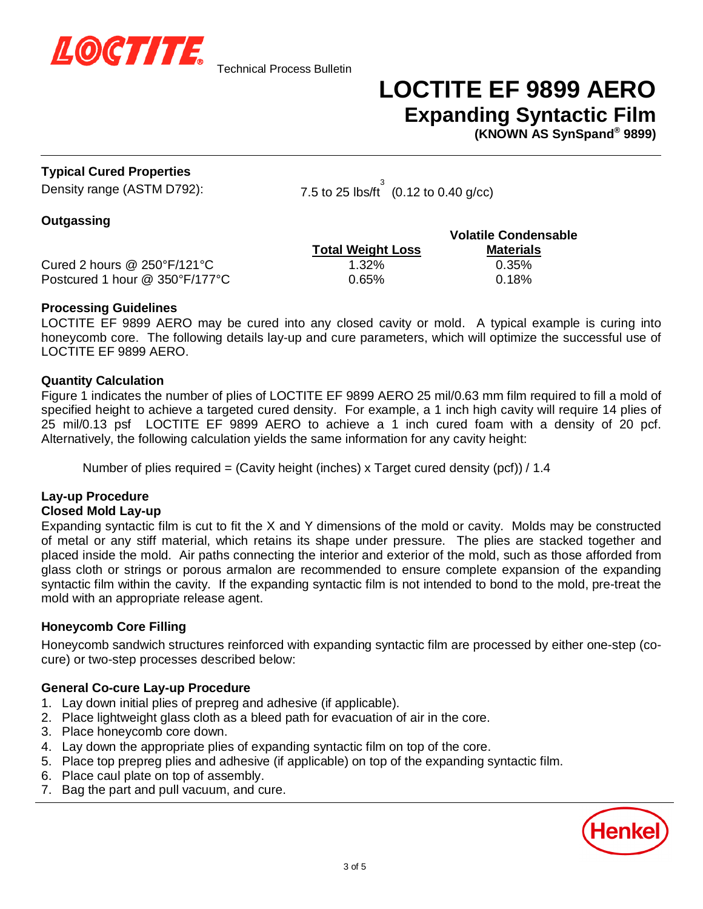Technical Process Bulletin

# LOCTITE EF 9899 AERO
## Expanding Syntactic Film
**(KNOWN AS SynSpand® 9899)**

---

### Typical Cured Properties

Density range (ASTM D792): 7.5 to 25 lbs/ft$^3$ (0.12 to 0.40 g/cc)

### Outgassing

| | Total Weight Loss | Volatile Condensable Materials |
|---|---|---|
| Cured 2 hours @ 250°F/121°C | 1.32% | 0.35% |
| Postcured 1 hour @ 350°F/177°C | 0.65% | 0.18% |

### Processing Guidelines

LOCTITE EF 9899 AERO may be cured into any closed cavity or mold. A typical example is curing into honeycomb core. The following details lay-up and cure parameters, which will optimize the successful use of LOCTITE EF 9899 AERO.

### Quantity Calculation

Figure 1 indicates the number of plies of LOCTITE EF 9899 AERO 25 mil/0.63 mm film required to fill a mold of specified height to achieve a targeted cured density. For example, a 1 inch high cavity will require 14 plies of 25 mil/0.13 psf LOCTITE EF 9899 AERO to achieve a 1 inch cured foam with a density of 20 pcf. Alternatively, the following calculation yields the same information for any cavity height:

Number of plies required = (Cavity height (inches) x Target cured density (pcf)) / 1.4

### Lay-up Procedure

#### Closed Mold Lay-up

Expanding syntactic film is cut to fit the X and Y dimensions of the mold or cavity. Molds may be constructed of metal or any stiff material, which retains its shape under pressure. The plies are stacked together and placed inside the mold. Air paths connecting the interior and exterior of the mold, such as those afforded from glass cloth or strings or porous armalon are recommended to ensure complete expansion of the expanding syntactic film within the cavity. If the expanding syntactic film is not intended to bond to the mold, pre-treat the mold with an appropriate release agent.

### Honeycomb Core Filling

Honeycomb sandwich structures reinforced with expanding syntactic film are processed by either one-step (co-cure) or two-step processes described below:

#### General Co-cure Lay-up Procedure

1. Lay down initial plies of prepreg and adhesive (if applicable).
2. Place lightweight glass cloth as a bleed path for evacuation of air in the core.
3. Place honeycomb core down.
4. Lay down the appropriate plies of expanding syntactic film on top of the core.
5. Place top prepreg plies and adhesive (if applicable) on top of the expanding syntactic film.
6. Place caul plate on top of assembly.
7. Bag the part and pull vacuum, and cure.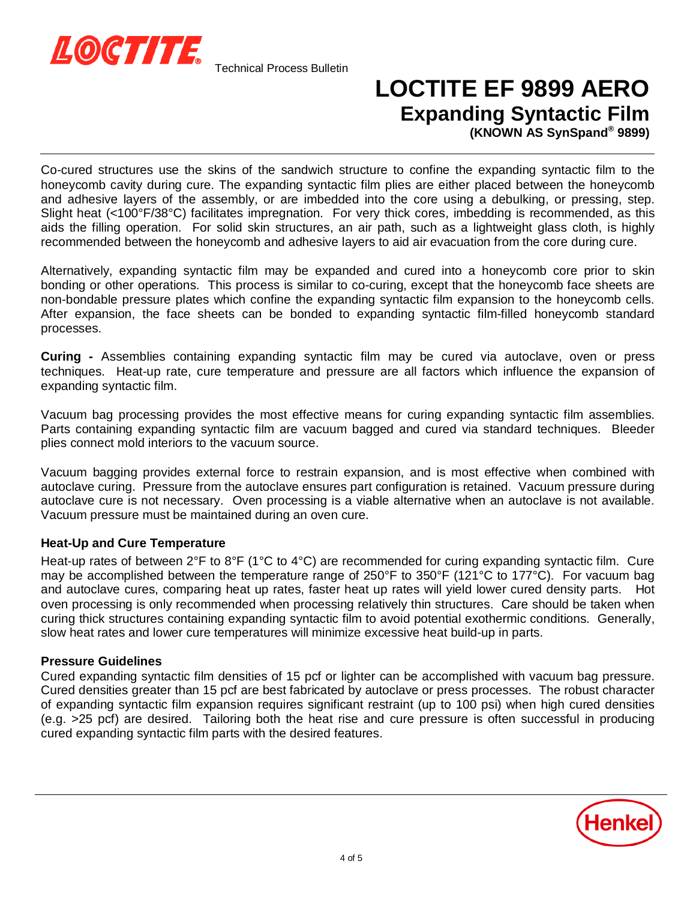Co-cured structures use the skins of the sandwich structure to confine the expanding syntactic film to the honeycomb cavity during cure. The expanding syntactic film plies are either placed between the honeycomb and adhesive layers of the assembly, or are imbedded into the core using a debulking, or pressing, step. Slight heat (<100°F/38°C) facilitates impregnation. For very thick cores, imbedding is recommended, as this aids the filling operation. For solid skin structures, an air path, such as a lightweight glass cloth, is highly recommended between the honeycomb and adhesive layers to aid air evacuation from the core during cure.

Alternatively, expanding syntactic film may be expanded and cured into a honeycomb core prior to skin bonding or other operations. This process is similar to co-curing, except that the honeycomb face sheets are non-bondable pressure plates which confine the expanding syntactic film expansion to the honeycomb cells. After expansion, the face sheets can be bonded to expanding syntactic film-filled honeycomb standard processes.

**Curing -** Assemblies containing expanding syntactic film may be cured via autoclave, oven or press techniques. Heat-up rate, cure temperature and pressure are all factors which influence the expansion of expanding syntactic film.

Vacuum bag processing provides the most effective means for curing expanding syntactic film assemblies. Parts containing expanding syntactic film are vacuum bagged and cured via standard techniques. Bleeder plies connect mold interiors to the vacuum source.

Vacuum bagging provides external force to restrain expansion, and is most effective when combined with autoclave curing. Pressure from the autoclave ensures part configuration is retained. Vacuum pressure during autoclave cure is not necessary. Oven processing is a viable alternative when an autoclave is not available. Vacuum pressure must be maintained during an oven cure.

### Heat-Up and Cure Temperature

Heat-up rates of between 2°F to 8°F (1°C to 4°C) are recommended for curing expanding syntactic film. Cure may be accomplished between the temperature range of 250°F to 350°F (121°C to 177°C). For vacuum bag and autoclave cures, comparing heat up rates, faster heat up rates will yield lower cured density parts. Hot oven processing is only recommended when processing relatively thin structures. Care should be taken when curing thick structures containing expanding syntactic film to avoid potential exothermic conditions. Generally, slow heat rates and lower cure temperatures will minimize excessive heat build-up in parts.

### Pressure Guidelines

Cured expanding syntactic film densities of 15 pcf or lighter can be accomplished with vacuum bag pressure. Cured densities greater than 15 pcf are best fabricated by autoclave or press processes. The robust character of expanding syntactic film expansion requires significant restraint (up to 100 psi) when high cured densities (e.g. >25 pcf) are desired. Tailoring both the heat rise and cure pressure is often successful in producing cured expanding syntactic film parts with the desired features.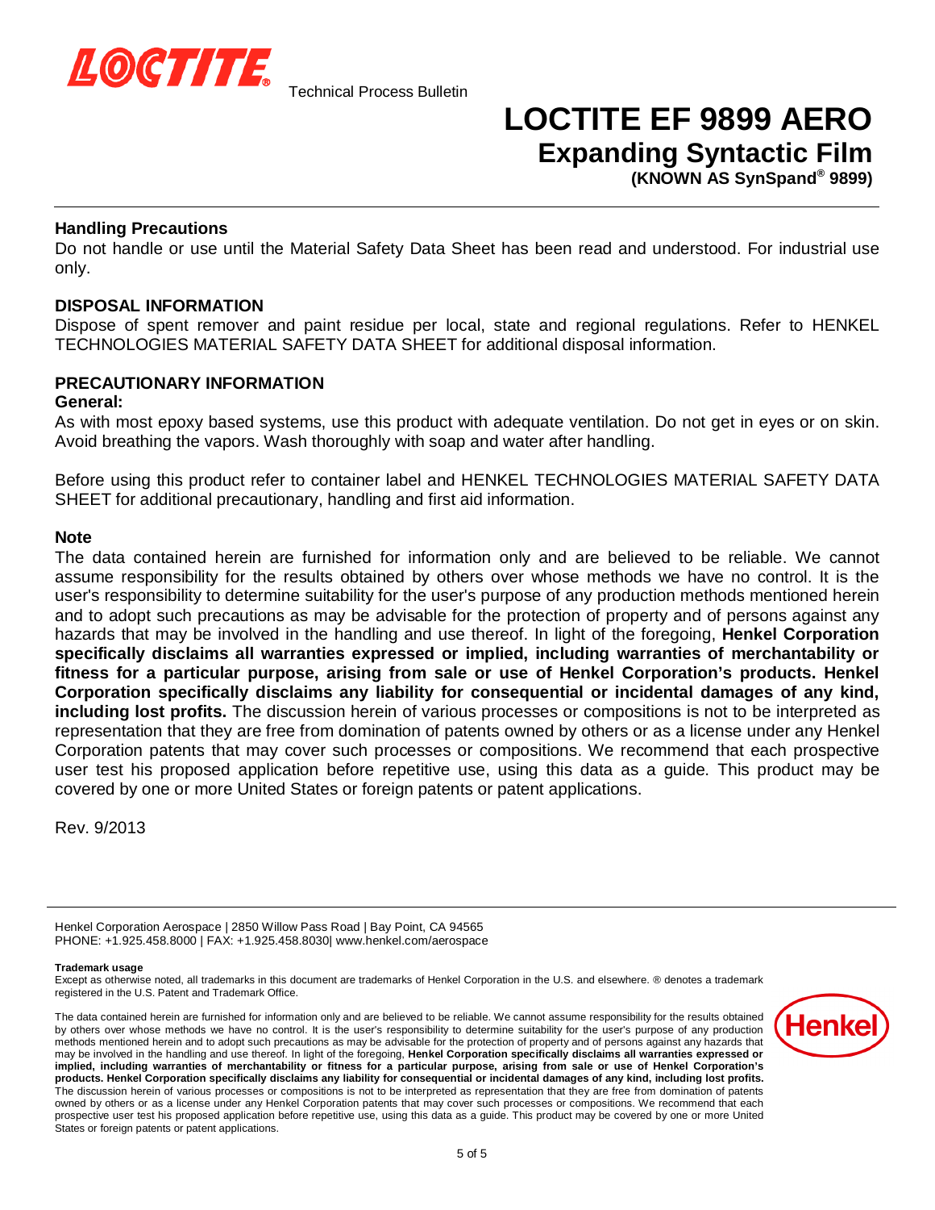Technical Process Bulletin

# LOCTITE EF 9899 AERO

## Expanding Syntactic Film

**(KNOWN AS SynSpand® 9899)**

### Handling Precautions

Do not handle or use until the Material Safety Data Sheet has been read and understood. For industrial use only.

### DISPOSAL INFORMATION

Dispose of spent remover and paint residue per local, state and regional regulations. Refer to HENKEL TECHNOLOGIES MATERIAL SAFETY DATA SHEET for additional disposal information.

### PRECAUTIONARY INFORMATION

**General:**

As with most epoxy based systems, use this product with adequate ventilation. Do not get in eyes or on skin. Avoid breathing the vapors. Wash thoroughly with soap and water after handling.

Before using this product refer to container label and HENKEL TECHNOLOGIES MATERIAL SAFETY DATA SHEET for additional precautionary, handling and first aid information.

### Note

The data contained herein are furnished for information only and are believed to be reliable. We cannot assume responsibility for the results obtained by others over whose methods we have no control. It is the user's responsibility to determine suitability for the user's purpose of any production methods mentioned herein and to adopt such precautions as may be advisable for the protection of property and of persons against any hazards that may be involved in the handling and use thereof. In light of the foregoing, **Henkel Corporation specifically disclaims all warranties expressed or implied, including warranties of merchantability or fitness for a particular purpose, arising from sale or use of Henkel Corporation's products. Henkel Corporation specifically disclaims any liability for consequential or incidental damages of any kind, including lost profits.** The discussion herein of various processes or compositions is not to be interpreted as representation that they are free from domination of patents owned by others or as a license under any Henkel Corporation patents that may cover such processes or compositions. We recommend that each prospective user test his proposed application before repetitive use, using this data as a guide. This product may be covered by one or more United States or foreign patents or patent applications.

Rev. 9/2013

Henkel Corporation Aerospace | 2850 Willow Pass Road | Bay Point, CA 94565
PHONE: +1.925.458.8000 | FAX: +1.925.458.8030| www.henkel.com/aerospace

**Trademark usage**

Except as otherwise noted, all trademarks in this document are trademarks of Henkel Corporation in the U.S. and elsewhere. ® denotes a trademark registered in the U.S. Patent and Trademark Office.

The data contained herein are furnished for information only and are believed to be reliable. We cannot assume responsibility for the results obtained by others over whose methods we have no control. It is the user's responsibility to determine suitability for the user's purpose of any production methods mentioned herein and to adopt such precautions as may be advisable for the protection of property and of persons against any hazards that may be involved in the handling and use thereof. In light of the foregoing, **Henkel Corporation specifically disclaims all warranties expressed or implied, including warranties of merchantability or fitness for a particular purpose, arising from sale or use of Henkel Corporation's products. Henkel Corporation specifically disclaims any liability for consequential or incidental damages of any kind, including lost profits.** The discussion herein of various processes or compositions is not to be interpreted as representation that they are free from domination of patents owned by others or as a license under any Henkel Corporation patents that may cover such processes or compositions. We recommend that each prospective user test his proposed application before repetitive use, using this data as a guide. This product may be covered by one or more United States or foreign patents or patent applications.